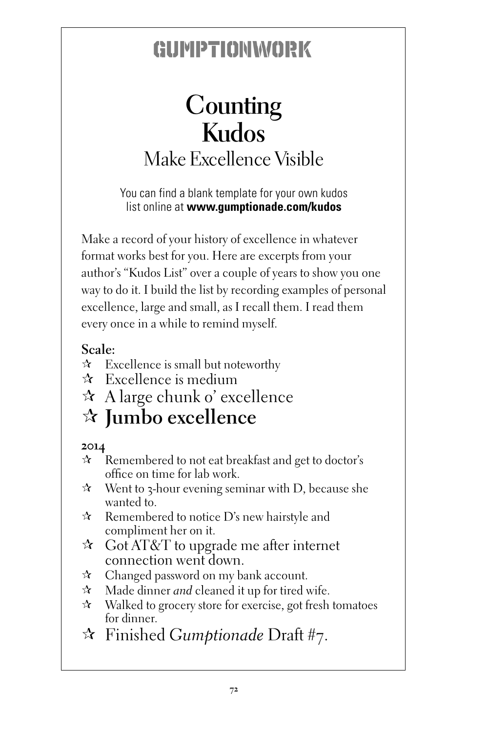# GUMPTIONWORK

## Counting Kudos

### Make Excellence Visible

You can find a blank template for your own kudos list online at **www.gumptionade.com/kudos**

Make a record of your history of excellence in whatever format works best for you. Here are excerpts from your author's "Kudos List" over a couple of years to show you one way to do it. I build the list by recording examples of personal excellence, large and small, as I recall them. I read them every once in a while to remind myself.

**Scale:**

- ☆ Excellence is small but noteworthy
- ☆ Excellence is medium
- ☆ A large chunk o' excellence
- ☆ **Jumbo excellence**

**2014**

- ☆ Remembered to not eat breakfast and get to doctor's office on time for lab work.
- ☆ Went to 3-hour evening seminar with D, because she wanted to.
- ☆ Remembered to notice D's new hairstyle and compliment her on it.
- ☆ Got AT&T to upgrade me after internet connection went down.
- ☆ Changed password on my bank account.
- ☆ Made dinner *and* cleaned it up for tired wife.
- ☆ Walked to grocery store for exercise, got fresh tomatoes for dinner.
- ☆ Finished *Gumptionade* Draft #7.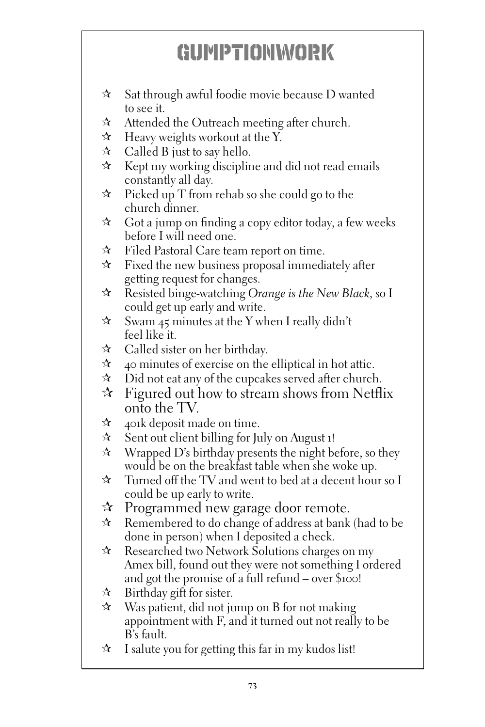# GUMPTIONWORK

- ☆ Sat through awful foodie movie because D wanted to see it.
- ☆ Attended the Outreach meeting after church.
- ☆ Heavy weights workout at the Y.
- ☆ Called B just to say hello.
- ☆ Kept my working discipline and did not read emails constantly all day.
- ☆ Picked up T from rehab so she could go to the church dinner.
- ☆ Got a jump on finding a copy editor today, a few weeks before I will need one.
- ☆ Filed Pastoral Care team report on time.
- ☆ Fixed the new business proposal immediately after getting request for changes.
- ☆ Resisted binge-watching *Orange is the New Black*, so I could get up early and write.
- ☆ Swam 45 minutes at the Y when I really didn't feel like it.
- ☆ Called sister on her birthday.
- ☆ 40 minutes of exercise on the elliptical in hot attic.
- ☆ Did not eat any of the cupcakes served after church.
- ☆ Figured out how to stream shows from Netflix onto the TV.
- ☆ 401k deposit made on time.
- ☆ Sent out client billing for July on August 1!
- ☆ Wrapped D's birthday presents the night before, so they would be on the breakfast table when she woke up.
- ☆ Turned off the TV and went to bed at a decent hour so I could be up early to write.
- ☆ Programmed new garage door remote.
- ☆ Remembered to do change of address at bank (had to be done in person) when I deposited a check.
- ☆ Researched two Network Solutions charges on my Amex bill, found out they were not something I ordered and got the promise of a full refund – over $100!
- ☆ Birthday gift for sister.
- ☆ Was patient, did not jump on B for not making appointment with F, and it turned out not really to be B's fault.
- ☆ I salute you for getting this far in my kudos list!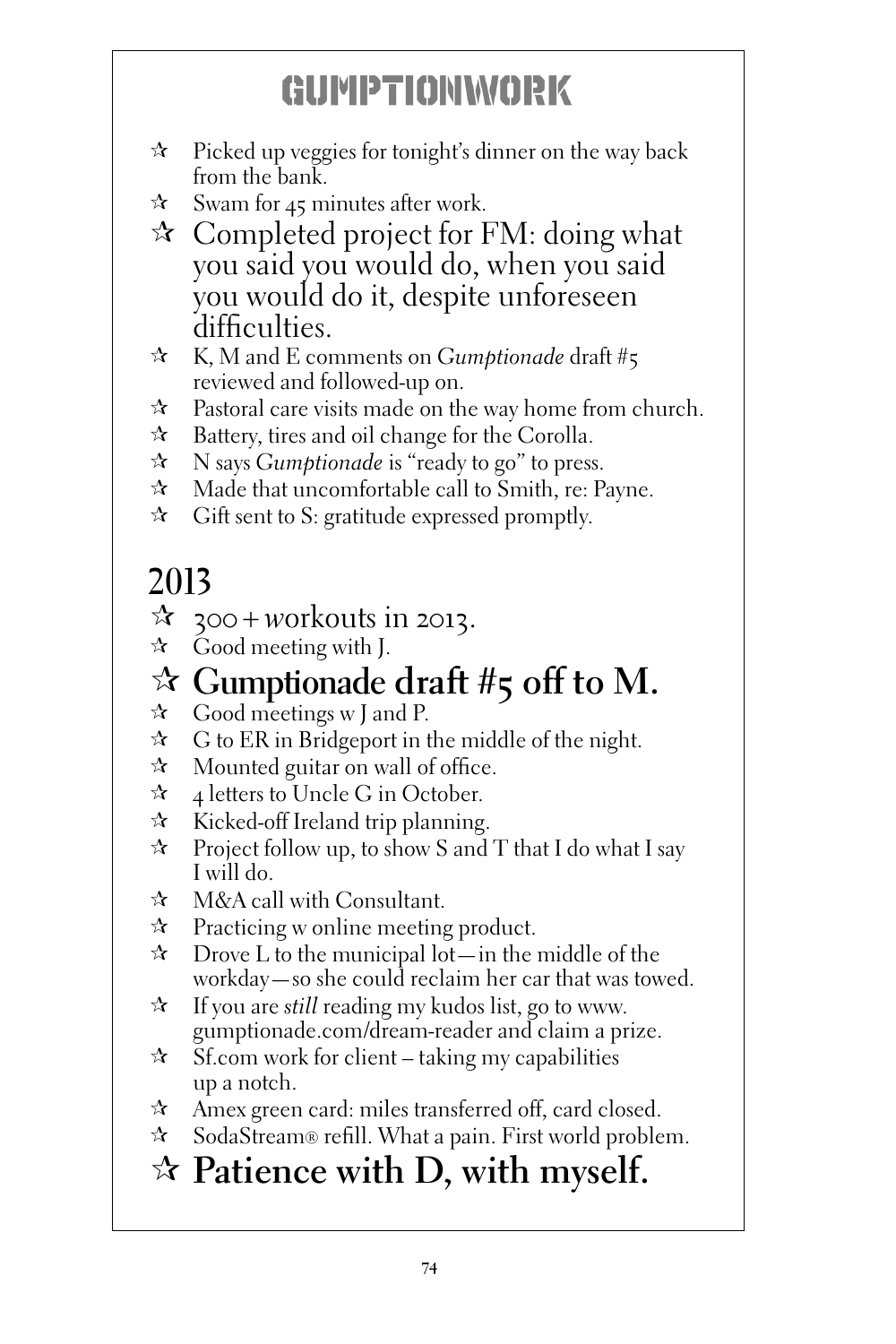# GUMPTIONWORK

- ☆ Picked up veggies for tonight's dinner on the way back from the bank.
- ☆ Swam for 45 minutes after work.
- ☆ Completed project for FM: doing what you said you would do, when you said you would do it, despite unforeseen difficulties.
- ☆ K, M and E comments on *Gumptionade* draft #5 reviewed and followed-up on.
- ☆ Pastoral care visits made on the way home from church.
- ☆ Battery, tires and oil change for the Corolla.
- ☆ N says *Gumptionade* is "ready to go" to press.
- ☆ Made that uncomfortable call to Smith, re: Payne.
- ☆ Gift sent to S: gratitude expressed promptly.

## 2013

- ☆ 300+ workouts in 2013.
- ☆ Good meeting with J.
- ☆ **Gumptionade draft #5 off to M.**
- ☆ Good meetings w J and P.
- ☆ G to ER in Bridgeport in the middle of the night.
- ☆ Mounted guitar on wall of office.
- ☆ 4 letters to Uncle G in October.
- ☆ Kicked-off Ireland trip planning.
- ☆ Project follow up, to show S and T that I do what I say I will do.
- ☆ M&A call with Consultant.
- ☆ Practicing w online meeting product.
- ☆ Drove L to the municipal lot—in the middle of the workday—so she could reclaim her car that was towed.
- ☆ If you are *still* reading my kudos list, go to www.gumptionade.com/dream-reader and claim a prize.
- ☆ Sf.com work for client – taking my capabilities up a notch.
- ☆ Amex green card: miles transferred off, card closed.
- ☆ SodaStream® refill. What a pain. First world problem.
- ☆ **Patience with D, with myself.**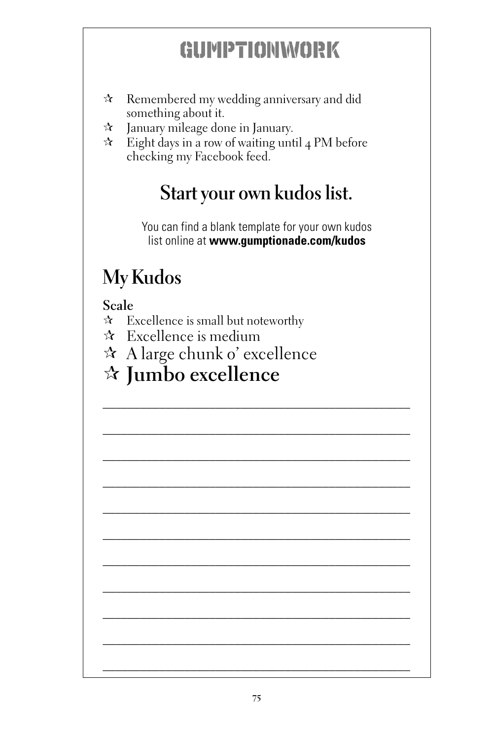# GUMPTIONWORK

- ☆ Remembered my wedding anniversary and did something about it.
- ☆ January mileage done in January.
- ☆ Eight days in a row of waiting until 4 PM before checking my Facebook feed.

## Start your own kudos list.

You can find a blank template for your own kudos list online at **www.gumptionade.com/kudos**

## My Kudos

**Scale**

- ☆ Excellence is small but noteworthy
- ☆ Excellence is medium
- ☆ A large chunk o' excellence
- ☆ **Jumbo excellence**

\_\_\_\_\_\_\_\_\_\_\_\_\_\_\_\_\_\_\_\_\_\_\_\_\_\_\_\_\_\_\_\_\_\_\_\_\_\_\_\_\_\_\_\_

\_\_\_\_\_\_\_\_\_\_\_\_\_\_\_\_\_\_\_\_\_\_\_\_\_\_\_\_\_\_\_\_\_\_\_\_\_\_\_\_\_\_\_\_

\_\_\_\_\_\_\_\_\_\_\_\_\_\_\_\_\_\_\_\_\_\_\_\_\_\_\_\_\_\_\_\_\_\_\_\_\_\_\_\_\_\_\_\_

\_\_\_\_\_\_\_\_\_\_\_\_\_\_\_\_\_\_\_\_\_\_\_\_\_\_\_\_\_\_\_\_\_\_\_\_\_\_\_\_\_\_\_\_

\_\_\_\_\_\_\_\_\_\_\_\_\_\_\_\_\_\_\_\_\_\_\_\_\_\_\_\_\_\_\_\_\_\_\_\_\_\_\_\_\_\_\_\_

\_\_\_\_\_\_\_\_\_\_\_\_\_\_\_\_\_\_\_\_\_\_\_\_\_\_\_\_\_\_\_\_\_\_\_\_\_\_\_\_\_\_\_\_

\_\_\_\_\_\_\_\_\_\_\_\_\_\_\_\_\_\_\_\_\_\_\_\_\_\_\_\_\_\_\_\_\_\_\_\_\_\_\_\_\_\_\_\_

\_\_\_\_\_\_\_\_\_\_\_\_\_\_\_\_\_\_\_\_\_\_\_\_\_\_\_\_\_\_\_\_\_\_\_\_\_\_\_\_\_\_\_\_

\_\_\_\_\_\_\_\_\_\_\_\_\_\_\_\_\_\_\_\_\_\_\_\_\_\_\_\_\_\_\_\_\_\_\_\_\_\_\_\_\_\_\_\_

\_\_\_\_\_\_\_\_\_\_\_\_\_\_\_\_\_\_\_\_\_\_\_\_\_\_\_\_\_\_\_\_\_\_\_\_\_\_\_\_\_\_\_\_

\_\_\_\_\_\_\_\_\_\_\_\_\_\_\_\_\_\_\_\_\_\_\_\_\_\_\_\_\_\_\_\_\_\_\_\_\_\_\_\_\_\_\_\_